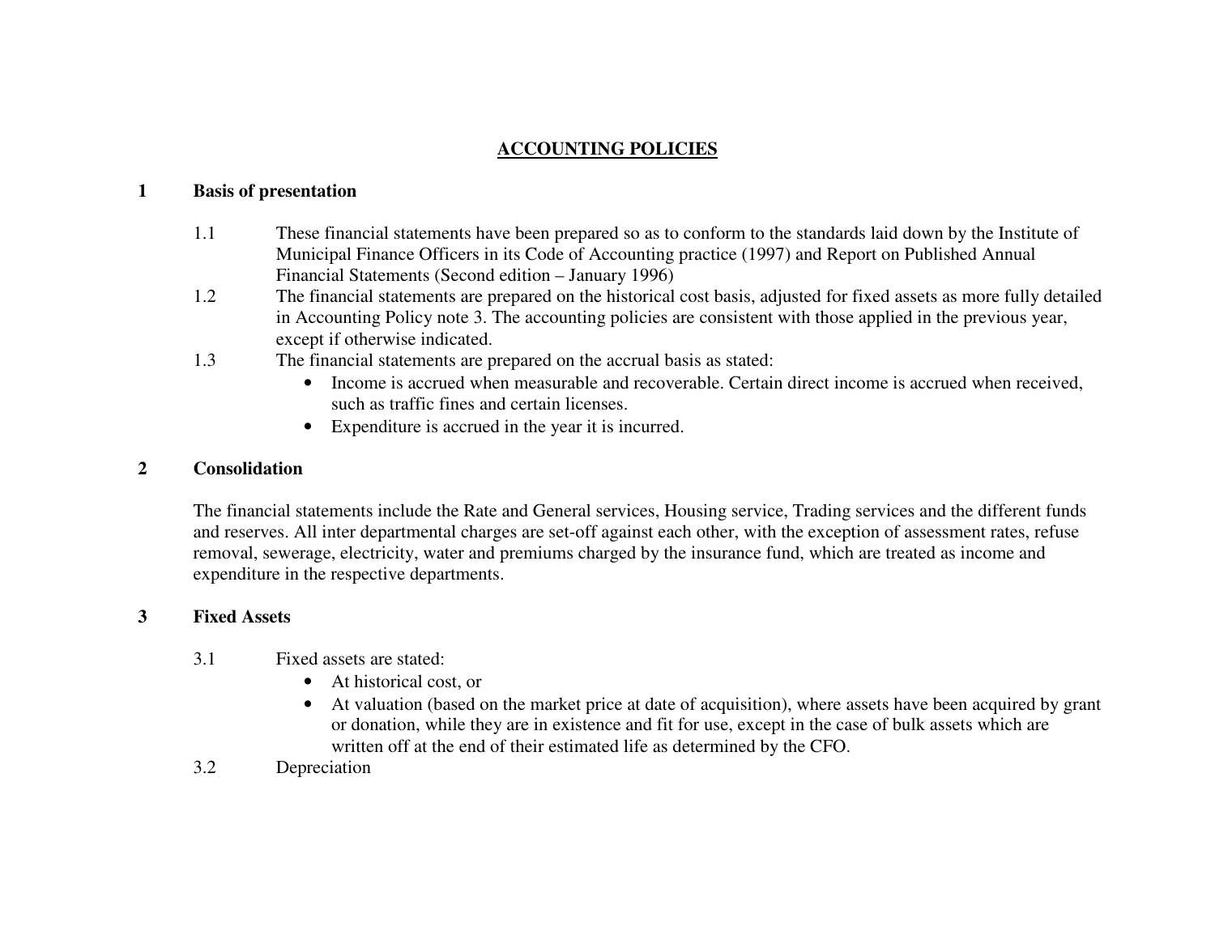# ACCOUNTING POLICIES

## 1 Basis of presentation

1.1 These financial statements have been prepared so as to conform to the standards laid down by the Institute of Municipal Finance Officers in its Code of Accounting practice (1997) and Report on Published Annual Financial Statements (Second edition – January 1996)

1.2 The financial statements are prepared on the historical cost basis, adjusted for fixed assets as more fully detailed in Accounting Policy note 3. The accounting policies are consistent with those applied in the previous year, except if otherwise indicated.

1.3 The financial statements are prepared on the accrual basis as stated:

- Income is accrued when measurable and recoverable. Certain direct income is accrued when received, such as traffic fines and certain licenses.
- Expenditure is accrued in the year it is incurred.

## 2 Consolidation

The financial statements include the Rate and General services, Housing service, Trading services and the different funds and reserves. All inter departmental charges are set-off against each other, with the exception of assessment rates, refuse removal, sewerage, electricity, water and premiums charged by the insurance fund, which are treated as income and expenditure in the respective departments.

## 3 Fixed Assets

3.1 Fixed assets are stated:

- At historical cost, or
- At valuation (based on the market price at date of acquisition), where assets have been acquired by grant or donation, while they are in existence and fit for use, except in the case of bulk assets which are written off at the end of their estimated life as determined by the CFO.

3.2 Depreciation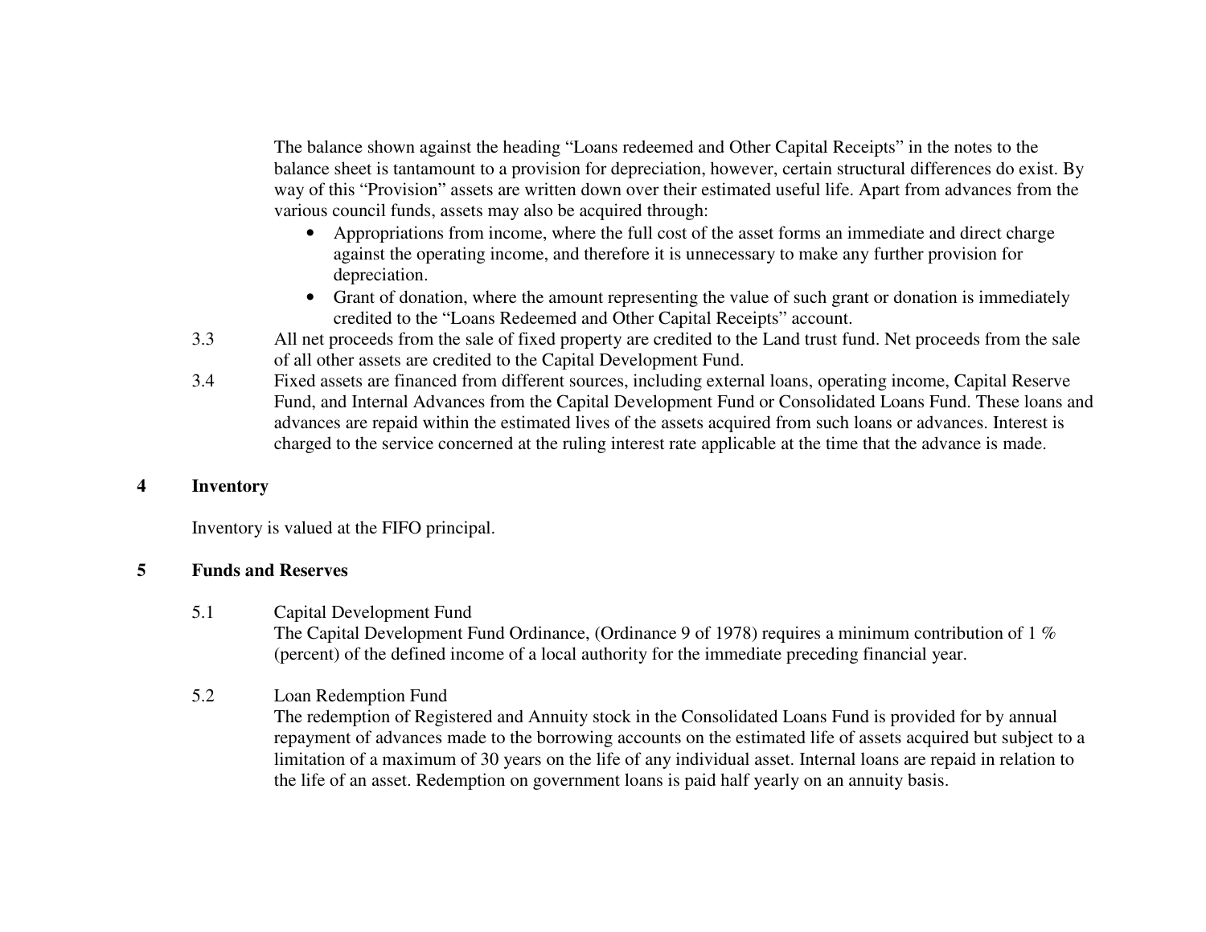The balance shown against the heading "Loans redeemed and Other Capital Receipts" in the notes to the balance sheet is tantamount to a provision for depreciation, however, certain structural differences do exist. By way of this "Provision" assets are written down over their estimated useful life. Apart from advances from the various council funds, assets may also be acquired through:

- Appropriations from income, where the full cost of the asset forms an immediate and direct charge against the operating income, and therefore it is unnecessary to make any further provision for depreciation.
- Grant of donation, where the amount representing the value of such grant or donation is immediately credited to the "Loans Redeemed and Other Capital Receipts" account.

3.3 All net proceeds from the sale of fixed property are credited to the Land trust fund. Net proceeds from the sale of all other assets are credited to the Capital Development Fund.

3.4 Fixed assets are financed from different sources, including external loans, operating income, Capital Reserve Fund, and Internal Advances from the Capital Development Fund or Consolidated Loans Fund. These loans and advances are repaid within the estimated lives of the assets acquired from such loans or advances. Interest is charged to the service concerned at the ruling interest rate applicable at the time that the advance is made.

## 4 Inventory

Inventory is valued at the FIFO principal.

## 5 Funds and Reserves

5.1 Capital Development Fund
The Capital Development Fund Ordinance, (Ordinance 9 of 1978) requires a minimum contribution of 1 % (percent) of the defined income of a local authority for the immediate preceding financial year.

5.2 Loan Redemption Fund
The redemption of Registered and Annuity stock in the Consolidated Loans Fund is provided for by annual repayment of advances made to the borrowing accounts on the estimated life of assets acquired but subject to a limitation of a maximum of 30 years on the life of any individual asset. Internal loans are repaid in relation to the life of an asset. Redemption on government loans is paid half yearly on an annuity basis.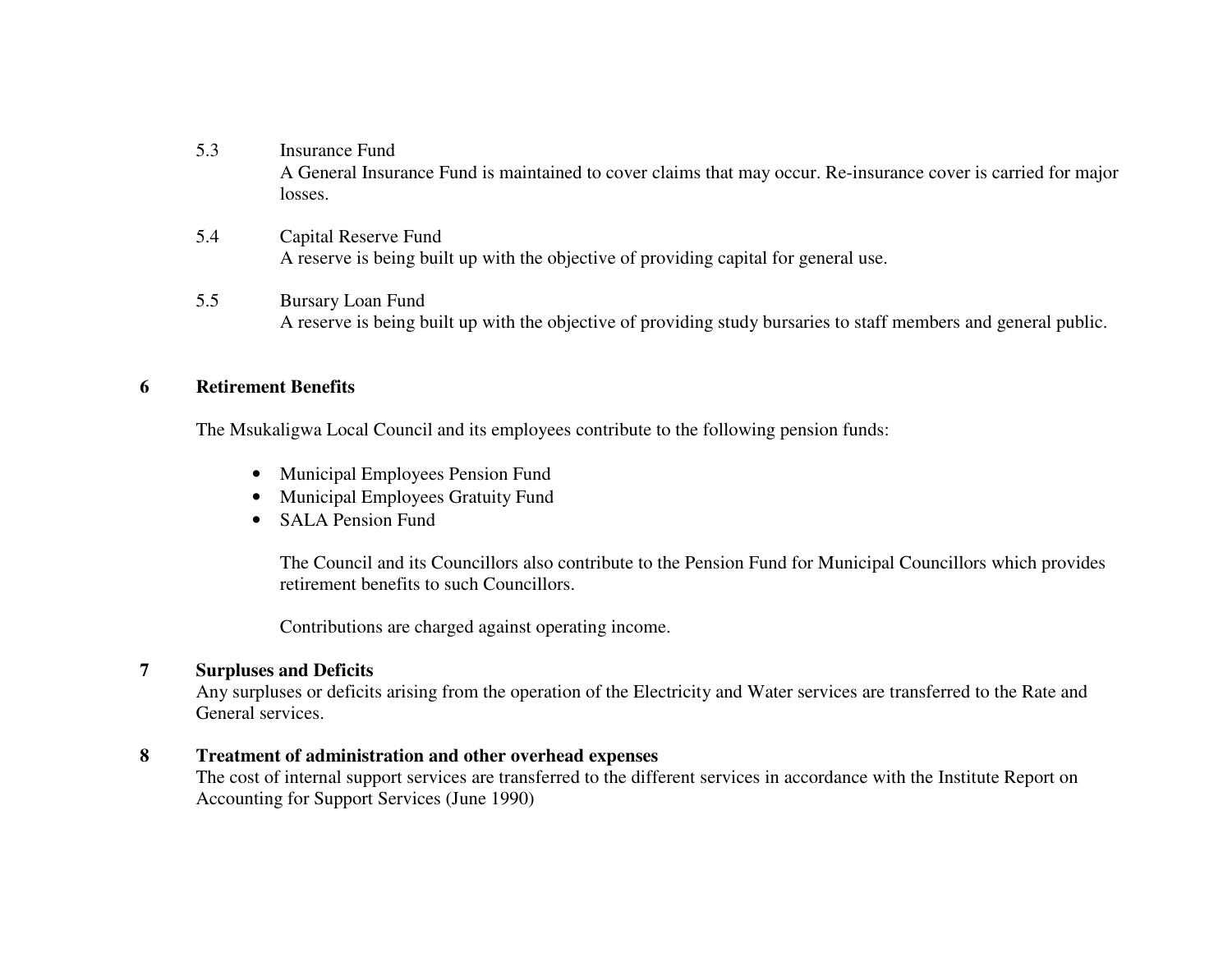5.3 Insurance Fund

A General Insurance Fund is maintained to cover claims that may occur. Re-insurance cover is carried for major losses.

5.4 Capital Reserve Fund

A reserve is being built up with the objective of providing capital for general use.

5.5 Bursary Loan Fund

A reserve is being built up with the objective of providing study bursaries to staff members and general public.

## 6 Retirement Benefits

The Msukaligwa Local Council and its employees contribute to the following pension funds:

- Municipal Employees Pension Fund
- Municipal Employees Gratuity Fund
- SALA Pension Fund

The Council and its Councillors also contribute to the Pension Fund for Municipal Councillors which provides retirement benefits to such Councillors.

Contributions are charged against operating income.

## 7 Surpluses and Deficits

Any surpluses or deficits arising from the operation of the Electricity and Water services are transferred to the Rate and General services.

## 8 Treatment of administration and other overhead expenses

The cost of internal support services are transferred to the different services in accordance with the Institute Report on Accounting for Support Services (June 1990)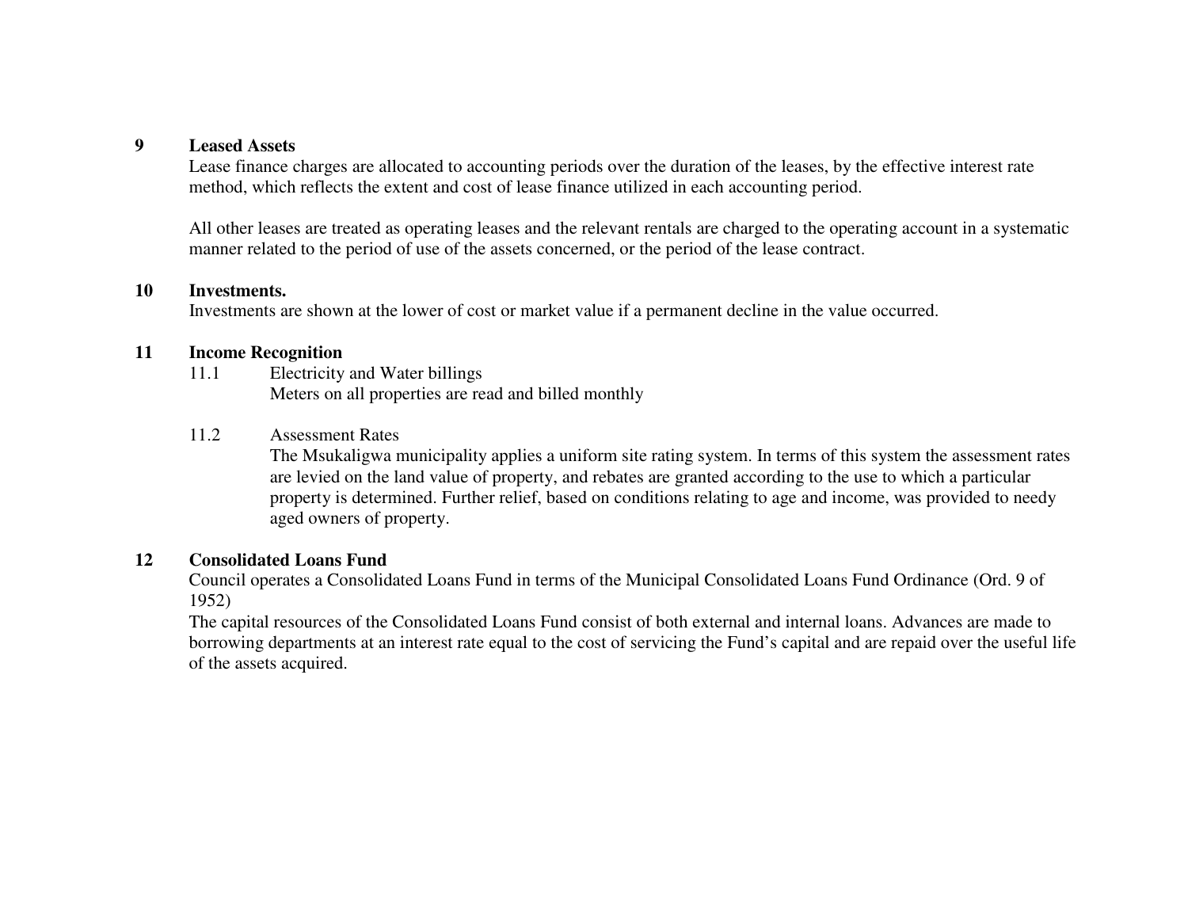## 9 Leased Assets

Lease finance charges are allocated to accounting periods over the duration of the leases, by the effective interest rate method, which reflects the extent and cost of lease finance utilized in each accounting period.

All other leases are treated as operating leases and the relevant rentals are charged to the operating account in a systematic manner related to the period of use of the assets concerned, or the period of the lease contract.

## 10 Investments.

Investments are shown at the lower of cost or market value if a permanent decline in the value occurred.

## 11 Income Recognition

11.1 Electricity and Water billings

Meters on all properties are read and billed monthly

11.2 Assessment Rates

The Msukaligwa municipality applies a uniform site rating system. In terms of this system the assessment rates are levied on the land value of property, and rebates are granted according to the use to which a particular property is determined. Further relief, based on conditions relating to age and income, was provided to needy aged owners of property.

## 12 Consolidated Loans Fund

Council operates a Consolidated Loans Fund in terms of the Municipal Consolidated Loans Fund Ordinance (Ord. 9 of 1952)

The capital resources of the Consolidated Loans Fund consist of both external and internal loans. Advances are made to borrowing departments at an interest rate equal to the cost of servicing the Fund's capital and are repaid over the useful life of the assets acquired.